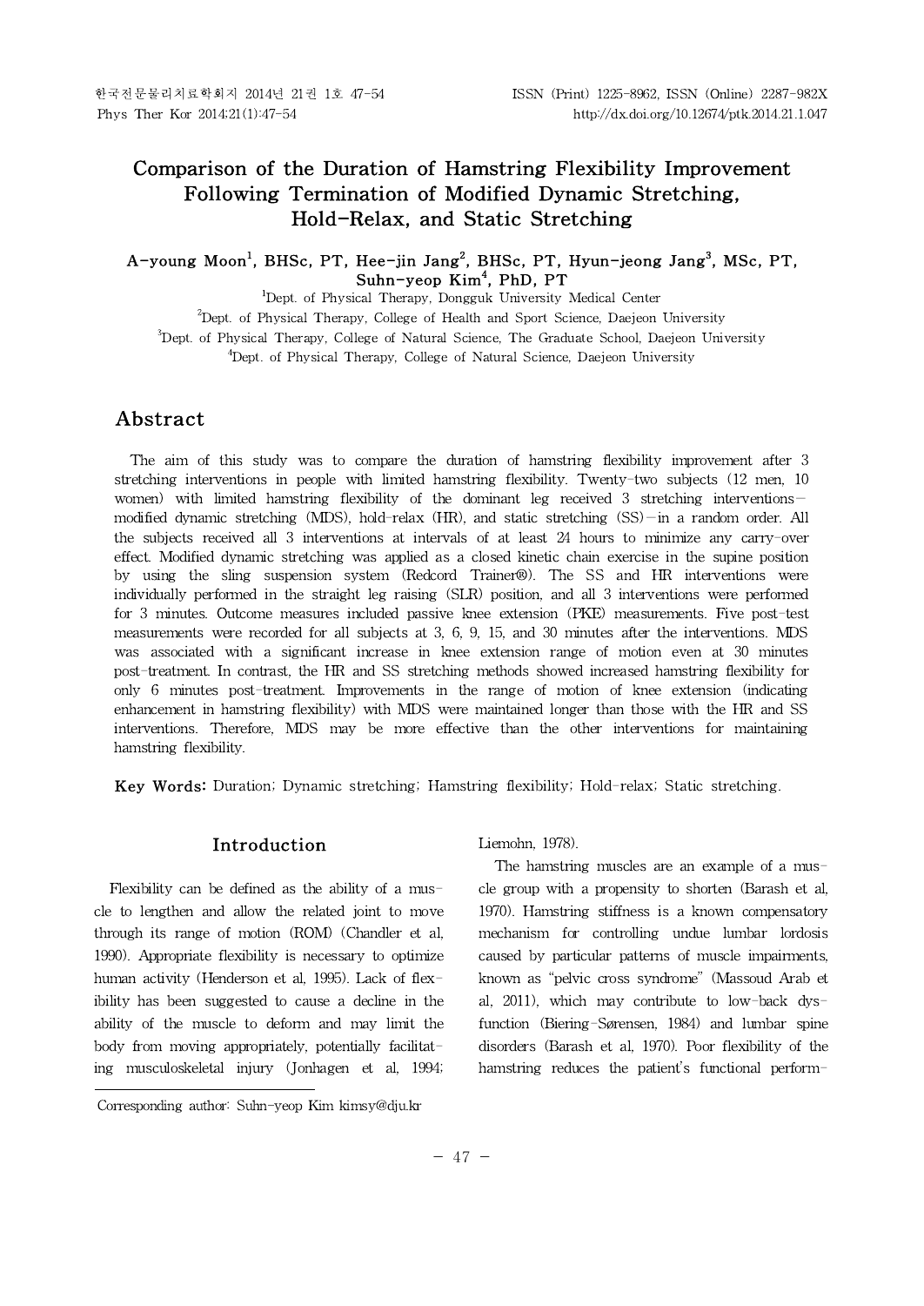# Comparison of the Duration of Hamstring Flexibility Improvement Following Termination of Modified Dynamic Stretching, Hold-Relax, and Static Stretching

**A-young Moon[1], BHSc, PT, Hee-jin Jang[2], BHSc, PT, Hyun-jeong Jang[3], MSc, PT, Suhn-yeop Kim[4], PhD, PT**

[1]Dept. of Physical Therapy, Dongguk University Medical Center

[2]Dept. of Physical Therapy, College of Health and Sport Science, Daejeon University

[3]Dept. of Physical Therapy, College of Natural Science, The Graduate School, Daejeon University

[4]Dept. of Physical Therapy, College of Natural Science, Daejeon University

## Abstract

The aim of this study was to compare the duration of hamstring flexibility improvement after 3 stretching interventions in people with limited hamstring flexibility. Twenty-two subjects (12 men, 10 women) with limited hamstring flexibility of the dominant leg received 3 stretching interventions—modified dynamic stretching (MDS), hold-relax (HR), and static stretching (SS)—in a random order. All the subjects received all 3 interventions at intervals of at least 24 hours to minimize any carry-over effect. Modified dynamic stretching was applied as a closed kinetic chain exercise in the supine position by using the sling suspension system (Redcord Trainer®). The SS and HR interventions were individually performed in the straight leg raising (SLR) position, and all 3 interventions were performed for 3 minutes. Outcome measures included passive knee extension (PKE) measurements. Five post-test measurements were recorded for all subjects at 3, 6, 9, 15, and 30 minutes after the interventions. MDS was associated with a significant increase in knee extension range of motion even at 30 minutes post-treatment. In contrast, the HR and SS stretching methods showed increased hamstring flexibility for only 6 minutes post-treatment. Improvements in the range of motion of knee extension (indicating enhancement in hamstring flexibility) with MDS were maintained longer than those with the HR and SS interventions. Therefore, MDS may be more effective than the other interventions for maintaining hamstring flexibility.

**Key Words:** Duration; Dynamic stretching; Hamstring flexibility; Hold-relax; Static stretching.

## Introduction

Flexibility can be defined as the ability of a muscle to lengthen and allow the related joint to move through its range of motion (ROM) (Chandler et al, 1990). Appropriate flexibility is necessary to optimize human activity (Henderson et al, 1995). Lack of flexibility has been suggested to cause a decline in the ability of the muscle to deform and may limit the body from moving appropriately, potentially facilitating musculoskeletal injury (Jonhagen et al, 1994; Liemohn, 1978).

The hamstring muscles are an example of a muscle group with a propensity to shorten (Barash et al, 1970). Hamstring stiffness is a known compensatory mechanism for controlling undue lumbar lordosis caused by particular patterns of muscle impairments, known as "pelvic cross syndrome" (Massoud Arab et al, 2011), which may contribute to low-back dysfunction (Biering-Sørensen, 1984) and lumbar spine disorders (Barash et al, 1970). Poor flexibility of the hamstring reduces the patient's functional perform-

Corresponding author: Suhn-yeop Kim kimsy@dju.kr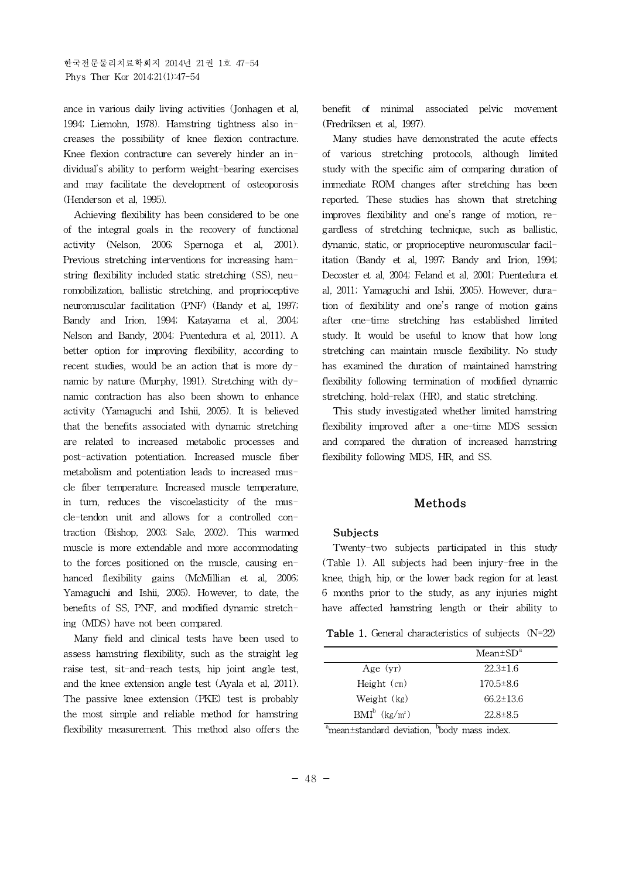ance in various daily living activities (Jonhagen et al, 1994; Liemohn, 1978). Hamstring tightness also increases the possibility of knee flexion contracture. Knee flexion contracture can severely hinder an individual's ability to perform weight-bearing exercises and may facilitate the development of osteoporosis (Henderson et al, 1995).

Achieving flexibility has been considered to be one of the integral goals in the recovery of functional activity (Nelson, 2006; Spernoga et al, 2001). Previous stretching interventions for increasing hamstring flexibility included static stretching (SS), neuromobilization, ballistic stretching, and proprioceptive neuromuscular facilitation (PNF) (Bandy et al, 1997; Bandy and Irion, 1994; Katayama et al, 2004; Nelson and Bandy, 2004; Puentedura et al, 2011). A better option for improving flexibility, according to recent studies, would be an action that is more dynamic by nature (Murphy, 1991). Stretching with dynamic contraction has also been shown to enhance activity (Yamaguchi and Ishii, 2005). It is believed that the benefits associated with dynamic stretching are related to increased metabolic processes and post-activation potentiation. Increased muscle fiber metabolism and potentiation leads to increased muscle fiber temperature. Increased muscle temperature, in turn, reduces the viscoelasticity of the muscle-tendon unit and allows for a controlled contraction (Bishop, 2003; Sale, 2002). This warmed muscle is more extendable and more accommodating to the forces positioned on the muscle, causing enhanced flexibility gains (McMillian et al, 2006; Yamaguchi and Ishii, 2005). However, to date, the benefits of SS, PNF, and modified dynamic stretching (MDS) have not been compared.

Many field and clinical tests have been used to assess hamstring flexibility, such as the straight leg raise test, sit-and-reach tests, hip joint angle test, and the knee extension angle test (Ayala et al, 2011). The passive knee extension (PKE) test is probably the most simple and reliable method for hamstring flexibility measurement. This method also offers the benefit of minimal associated pelvic movement (Fredriksen et al, 1997).

Many studies have demonstrated the acute effects of various stretching protocols, although limited study with the specific aim of comparing duration of immediate ROM changes after stretching has been reported. These studies has shown that stretching improves flexibility and one's range of motion, regardless of stretching technique, such as ballistic, dynamic, static, or proprioceptive neuromuscular facilitation (Bandy et al, 1997; Bandy and Irion, 1994; Decoster et al, 2004; Feland et al, 2001; Puentedura et al, 2011; Yamaguchi and Ishii, 2005). However, duration of flexibility and one's range of motion gains after one-time stretching has established limited study. It would be useful to know that how long stretching can maintain muscle flexibility. No study has examined the duration of maintained hamstring flexibility following termination of modified dynamic stretching, hold-relax (HR), and static stretching.

This study investigated whether limited hamstring flexibility improved after a one-time MDS session and compared the duration of increased hamstring flexibility following MDS, HR, and SS.

## Methods

### Subjects

Twenty-two subjects participated in this study (Table 1). All subjects had been injury-free in the knee, thigh, hip, or the lower back region for at least 6 months prior to the study, as any injuries might have affected hamstring length or their ability to

**Table 1.** General characteristics of subjects (N=22)

| | Mean±SD[a] |
|---|---|
| Age (yr) | 22.3±1.6 |
| Height (㎝) | 170.5±8.6 |
| Weight (㎏) | 66.2±13.6 |
| BMI[b] ($kg/m^2$) | 22.8±8.5 |

[a]mean±standard deviation, [b]body mass index.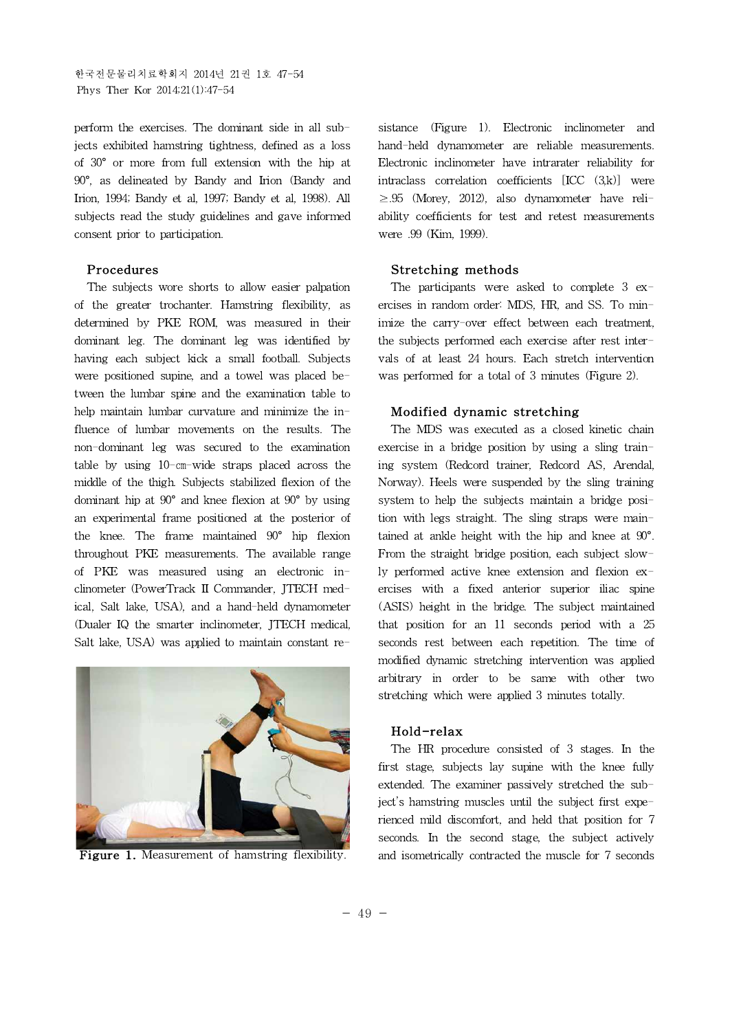perform the exercises. The dominant side in all subjects exhibited hamstring tightness, defined as a loss of 30° or more from full extension with the hip at 90°, as delineated by Bandy and Irion (Bandy and Irion, 1994; Bandy et al, 1997; Bandy et al, 1998). All subjects read the study guidelines and gave informed consent prior to participation.

### Procedures

The subjects wore shorts to allow easier palpation of the greater trochanter. Hamstring flexibility, as determined by PKE ROM, was measured in their dominant leg. The dominant leg was identified by having each subject kick a small football. Subjects were positioned supine, and a towel was placed between the lumbar spine and the examination table to help maintain lumbar curvature and minimize the influence of lumbar movements on the results. The non-dominant leg was secured to the examination table by using 10-㎝-wide straps placed across the middle of the thigh. Subjects stabilized flexion of the dominant hip at 90° and knee flexion at 90° by using an experimental frame positioned at the posterior of the knee. The frame maintained 90° hip flexion throughout PKE measurements. The available range of PKE was measured using an electronic inclinometer (PowerTrack II Commander, JTECH medical, Salt lake, USA), and a hand-held dynamometer (Dualer IQ the smarter inclinometer, JTECH medical, Salt lake, USA) was applied to maintain constant resistance (Figure 1). Electronic inclinometer and hand-held dynamometer are reliable measurements. Electronic inclinometer have intrarater reliability for intraclass correlation coefficients [ICC (3,k)] were ≥.95 (Morey, 2012), also dynamometer have reliability coefficients for test and retest measurements were .99 (Kim, 1999).

**Figure 1.** Measurement of hamstring flexibility.

### Stretching methods

The participants were asked to complete 3 exercises in random order: MDS, HR, and SS. To minimize the carry-over effect between each treatment, the subjects performed each exercise after rest intervals of at least 24 hours. Each stretch intervention was performed for a total of 3 minutes (Figure 2).

### Modified dynamic stretching

The MDS was executed as a closed kinetic chain exercise in a bridge position by using a sling training system (Redcord trainer, Redcord AS, Arendal, Norway). Heels were suspended by the sling training system to help the subjects maintain a bridge position with legs straight. The sling straps were maintained at ankle height with the hip and knee at 90°. From the straight bridge position, each subject slowly performed active knee extension and flexion exercises with a fixed anterior superior iliac spine (ASIS) height in the bridge. The subject maintained that position for an 11 seconds period with a 25 seconds rest between each repetition. The time of modified dynamic stretching intervention was applied arbitrary in order to be same with other two stretching which were applied 3 minutes totally.

### Hold-relax

The HR procedure consisted of 3 stages. In the first stage, subjects lay supine with the knee fully extended. The examiner passively stretched the subject's hamstring muscles until the subject first experienced mild discomfort, and held that position for 7 seconds. In the second stage, the subject actively and isometrically contracted the muscle for 7 seconds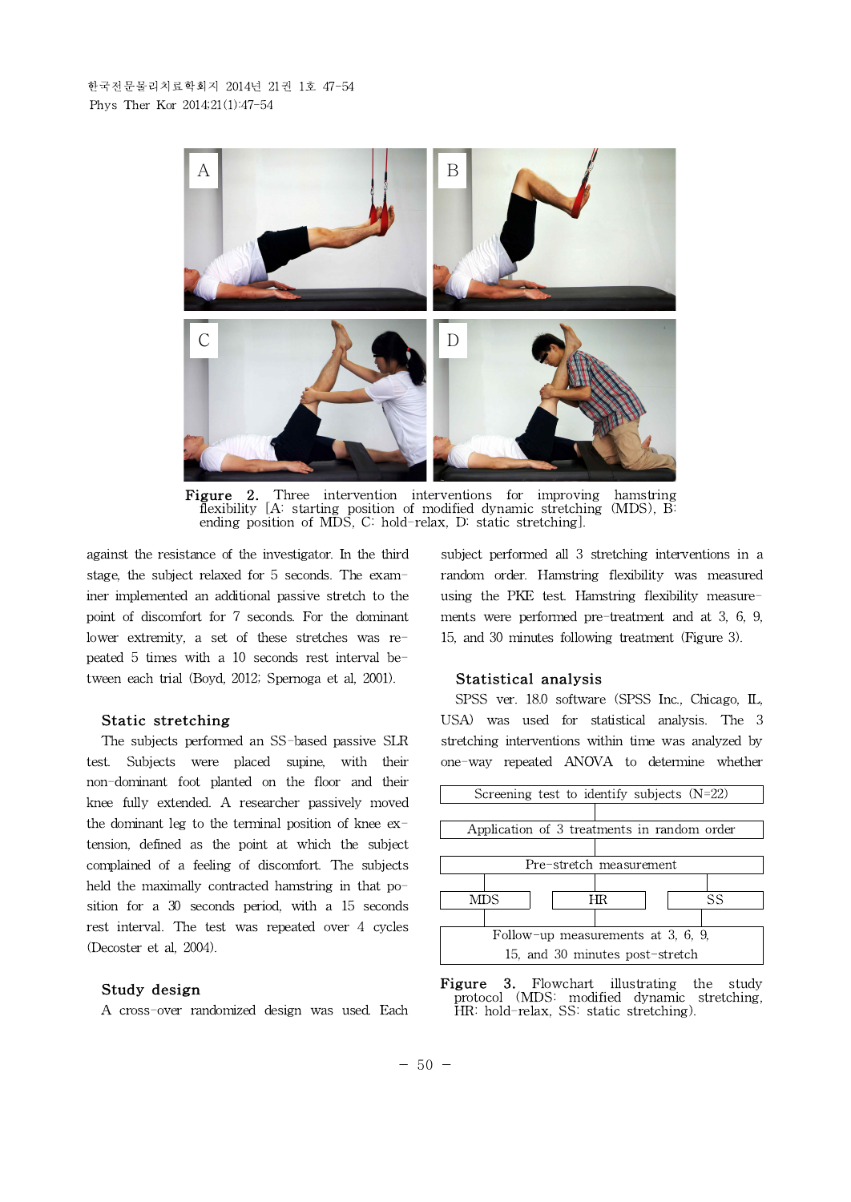Figure 2. Three intervention interventions for improving hamstring flexibility [A: starting position of modified dynamic stretching (MDS), B: ending position of MDS, C: hold-relax, D: static stretching].

against the resistance of the investigator. In the third stage, the subject relaxed for 5 seconds. The examiner implemented an additional passive stretch to the point of discomfort for 7 seconds. For the dominant lower extremity, a set of these stretches was repeated 5 times with a 10 seconds rest interval between each trial (Boyd, 2012; Spernoga et al, 2001).

### Static stretching

The subjects performed an SS-based passive SLR test. Subjects were placed supine, with their non-dominant foot planted on the floor and their knee fully extended. A researcher passively moved the dominant leg to the terminal position of knee extension, defined as the point at which the subject complained of a feeling of discomfort. The subjects held the maximally contracted hamstring in that position for a 30 seconds period, with a 15 seconds rest interval. The test was repeated over 4 cycles (Decoster et al, 2004).

### Study design

A cross-over randomized design was used. Each subject performed all 3 stretching interventions in a random order. Hamstring flexibility was measured using the PKE test. Hamstring flexibility measurements were performed pre-treatment and at 3, 6, 9, 15, and 30 minutes following treatment (Figure 3).

### Statistical analysis

SPSS ver. 18.0 software (SPSS Inc., Chicago, IL, USA) was used for statistical analysis. The 3 stretching interventions within time was analyzed by one-way repeated ANOVA to determine whether

Screening test to identify subjects (N=22)
→ Application of 3 treatments in random order
→ Pre-stretch measurement
→ MDS | HR | SS
→ Follow-up measurements at 3, 6, 9, 15, and 30 minutes post-stretch

Figure 3. Flowchart illustrating the study protocol (MDS: modified dynamic stretching, HR: hold-relax, SS: static stretching).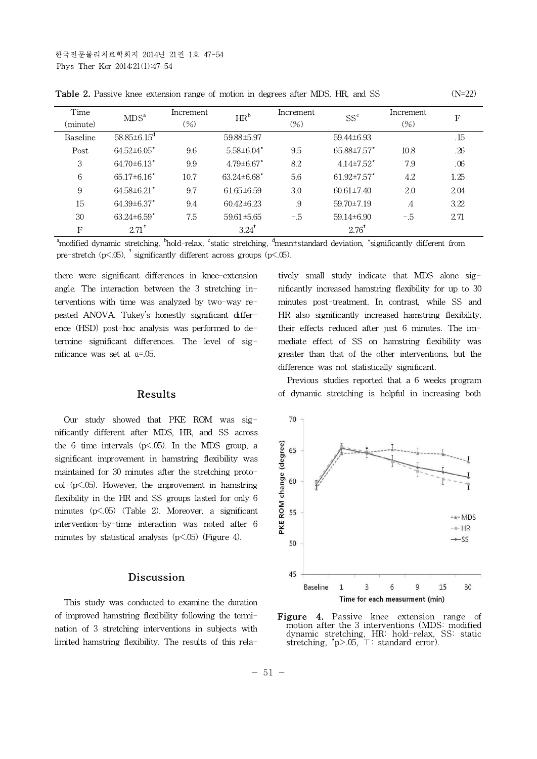**Table 2.** Passive knee extension range of motion in degrees after MDS, HR, and SS (N=22)

| Time (minute) | MDS[a] | Increment (%) | HR[b] | Increment (%) | SS[c] | Increment (%) | F |
|---|---|---|---|---|---|---|---|
| Baseline | 58.85±6.15[d] | | 59.88±5.97 | | 59.44±6.93 | | .15 |
| Post | 64.52±6.05* | 9.6 | 5.58±6.04* | 9.5 | 65.88±7.57* | 10.8 | .26 |
| 3 | 64.70±6.13* | 9.9 | 4.79±6.67* | 8.2 | 4.14±7.52* | 7.9 | .06 |
| 6 | 65.17±6.16* | 10.7 | 63.24±6.68* | 5.6 | 61.92±7.57* | 4.2 | 1.25 |
| 9 | 64.58±6.21* | 9.7 | 61.65±6.59 | 3.0 | 60.61±7.40 | 2.0 | 2.04 |
| 15 | 64.39±6.37* | 9.4 | 60.42±6.23 | .9 | 59.70±7.19 | .4 | 3.22 |
| 30 | 63.24±6.59* | 7.5 | 59.61±5.65 | −.5 | 59.14±6.90 | −.5 | 2.71 |
| F | 2.71† | | 3.24† | | 2.76† | | |

[a]modified dynamic stretching, [b]hold-relax, [c]static stretching, [d]mean±standard deviation, *significantly different from pre-stretch ($p<.05$), † significantly different across groups ($p<.05$).

there were significant differences in knee-extension angle. The interaction between the 3 stretching interventions with time was analyzed by two-way repeated ANOVA. Tukey's honestly significant difference (HSD) post-hoc analysis was performed to determine significant differences. The level of significance was set at $\alpha=.05$.

## Results

Our study showed that PKE ROM was significantly different after MDS, HR, and SS across the 6 time intervals ($p<.05$). In the MDS group, a significant improvement in hamstring flexibility was maintained for 30 minutes after the stretching protocol ($p<.05$). However, the improvement in hamstring flexibility in the HR and SS groups lasted for only 6 minutes ($p<.05$) (Table 2). Moreover, a significant intervention-by-time interaction was noted after 6 minutes by statistical analysis ($p<.05$) (Figure 4).

## Discussion

This study was conducted to examine the duration of improved hamstring flexibility following the termination of 3 stretching interventions in subjects with limited hamstring flexibility. The results of this relatively small study indicate that MDS alone significantly increased hamstring flexibility for up to 30 minutes post-treatment. In contrast, while SS and HR also significantly increased hamstring flexibility, their effects reduced after just 6 minutes. The immediate effect of SS on hamstring flexibility was greater than that of the other interventions, but the difference was not statistically significant.

Previous studies reported that a 6 weeks program of dynamic stretching is helpful in increasing both

**Figure 4.** Passive knee extension range of motion after the 3 interventions (MDS: modified dynamic stretching, HR: hold-relax, SS: static stretching, *$p>.05$, ⊤: standard error).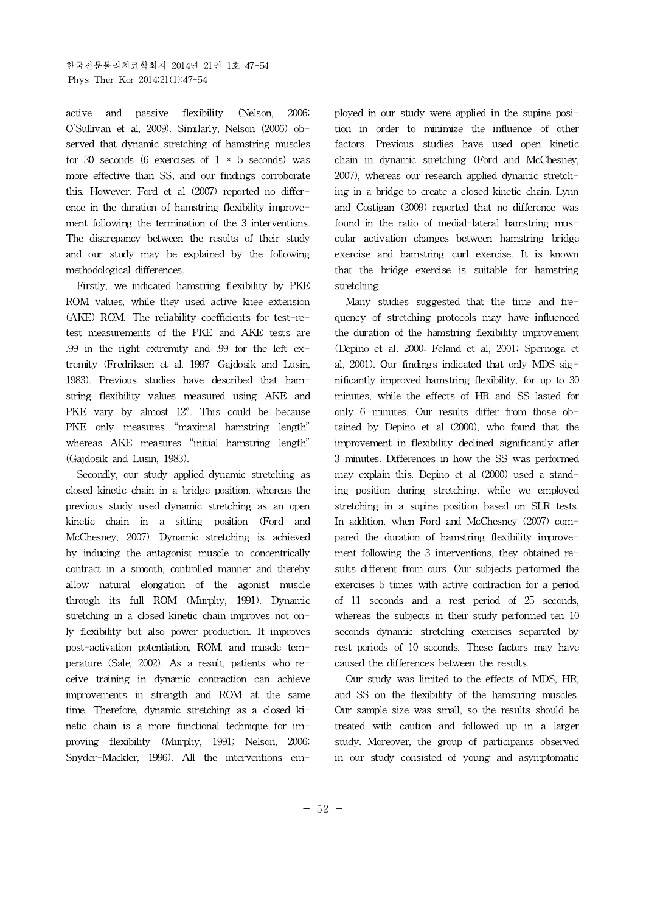active and passive flexibility (Nelson, 2006; O'Sullivan et al, 2009). Similarly, Nelson (2006) observed that dynamic stretching of hamstring muscles for 30 seconds (6 exercises of 1 × 5 seconds) was more effective than SS, and our findings corroborate this. However, Ford et al (2007) reported no difference in the duration of hamstring flexibility improvement following the termination of the 3 interventions. The discrepancy between the results of their study and our study may be explained by the following methodological differences.

Firstly, we indicated hamstring flexibility by PKE ROM values, while they used active knee extension (AKE) ROM. The reliability coefficients for test-retest measurements of the PKE and AKE tests are .99 in the right extremity and .99 for the left extremity (Fredriksen et al, 1997; Gajdosik and Lusin, 1983). Previous studies have described that hamstring flexibility values measured using AKE and PKE vary by almost 12°. This could be because PKE only measures "maximal hamstring length" whereas AKE measures "initial hamstring length" (Gajdosik and Lusin, 1983).

Secondly, our study applied dynamic stretching as closed kinetic chain in a bridge position, whereas the previous study used dynamic stretching as an open kinetic chain in a sitting position (Ford and McChesney, 2007). Dynamic stretching is achieved by inducing the antagonist muscle to concentrically contract in a smooth, controlled manner and thereby allow natural elongation of the agonist muscle through its full ROM (Murphy, 1991). Dynamic stretching in a closed kinetic chain improves not only flexibility but also power production. It improves post-activation potentiation, ROM, and muscle temperature (Sale, 2002). As a result, patients who receive training in dynamic contraction can achieve improvements in strength and ROM at the same time. Therefore, dynamic stretching as a closed kinetic chain is a more functional technique for improving flexibility (Murphy, 1991; Nelson, 2006; Snyder-Mackler, 1996). All the interventions employed in our study were applied in the supine position in order to minimize the influence of other factors. Previous studies have used open kinetic chain in dynamic stretching (Ford and McChesney, 2007), whereas our research applied dynamic stretching in a bridge to create a closed kinetic chain. Lynn and Costigan (2009) reported that no difference was found in the ratio of medial-lateral hamstring muscular activation changes between hamstring bridge exercise and hamstring curl exercise. It is known that the bridge exercise is suitable for hamstring stretching.

Many studies suggested that the time and frequency of stretching protocols may have influenced the duration of the hamstring flexibility improvement (Depino et al, 2000; Feland et al, 2001; Spernoga et al, 2001). Our findings indicated that only MDS significantly improved hamstring flexibility, for up to 30 minutes, while the effects of HR and SS lasted for only 6 minutes. Our results differ from those obtained by Depino et al (2000), who found that the improvement in flexibility declined significantly after 3 minutes. Differences in how the SS was performed may explain this. Depino et al (2000) used a standing position during stretching, while we employed stretching in a supine position based on SLR tests. In addition, when Ford and McChesney (2007) compared the duration of hamstring flexibility improvement following the 3 interventions, they obtained results different from ours. Our subjects performed the exercises 5 times with active contraction for a period of 11 seconds and a rest period of 25 seconds, whereas the subjects in their study performed ten 10 seconds dynamic stretching exercises separated by rest periods of 10 seconds. These factors may have caused the differences between the results.

Our study was limited to the effects of MDS, HR, and SS on the flexibility of the hamstring muscles. Our sample size was small, so the results should be treated with caution and followed up in a larger study. Moreover, the group of participants observed in our study consisted of young and asymptomatic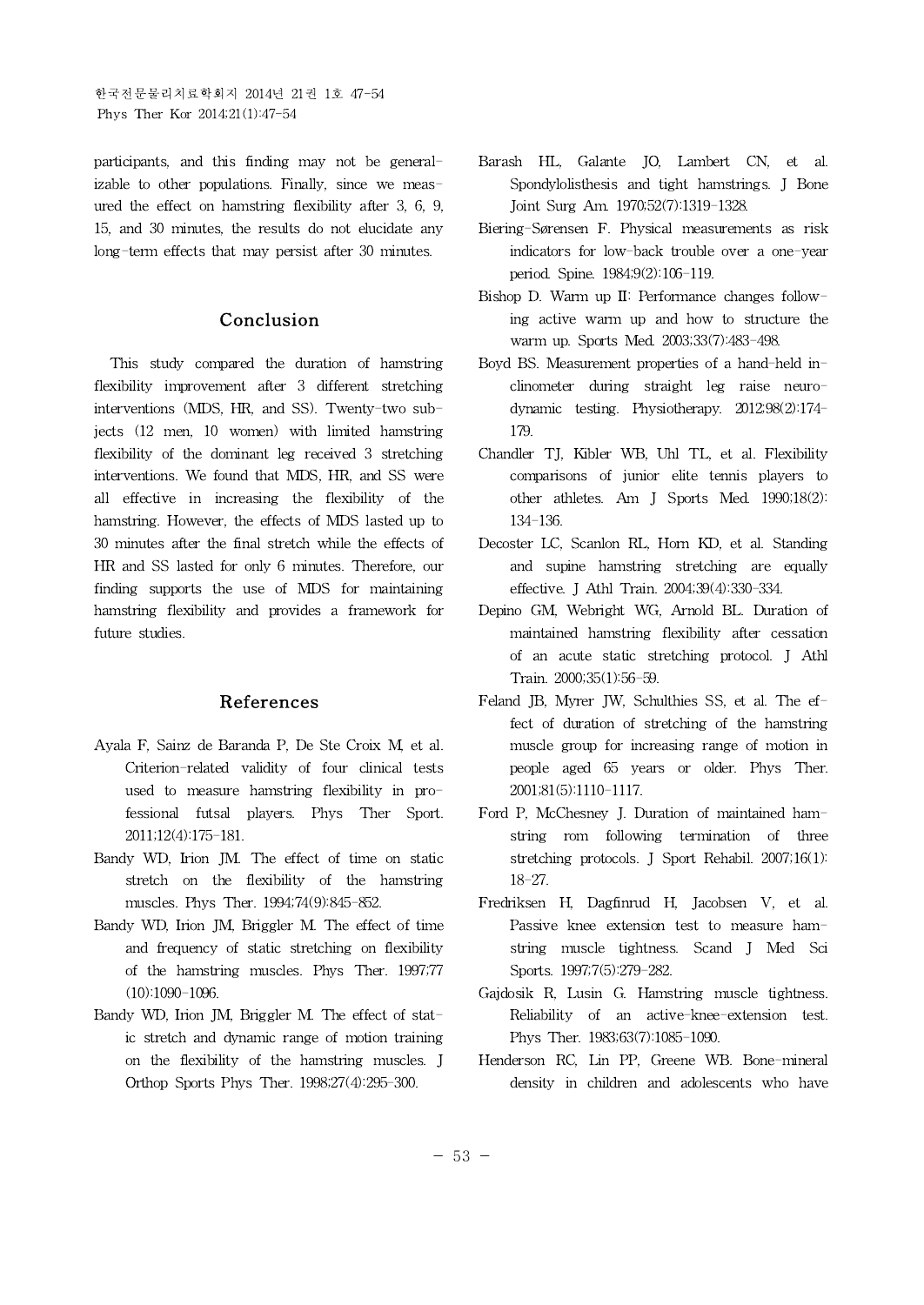participants, and this finding may not be generalizable to other populations. Finally, since we measured the effect on hamstring flexibility after 3, 6, 9, 15, and 30 minutes, the results do not elucidate any long-term effects that may persist after 30 minutes.

## Conclusion

This study compared the duration of hamstring flexibility improvement after 3 different stretching interventions (MDS, HR, and SS). Twenty-two subjects (12 men, 10 women) with limited hamstring flexibility of the dominant leg received 3 stretching interventions. We found that MDS, HR, and SS were all effective in increasing the flexibility of the hamstring. However, the effects of MDS lasted up to 30 minutes after the final stretch while the effects of HR and SS lasted for only 6 minutes. Therefore, our finding supports the use of MDS for maintaining hamstring flexibility and provides a framework for future studies.

## References

Ayala F, Sainz de Baranda P, De Ste Croix M, et al. Criterion-related validity of four clinical tests used to measure hamstring flexibility in professional futsal players. Phys Ther Sport. 2011;12(4):175-181.

Bandy WD, Irion JM. The effect of time on static stretch on the flexibility of the hamstring muscles. Phys Ther. 1994;74(9):845-852.

Bandy WD, Irion JM, Briggler M. The effect of time and frequency of static stretching on flexibility of the hamstring muscles. Phys Ther. 1997;77(10):1090-1096.

Bandy WD, Irion JM, Briggler M. The effect of static stretch and dynamic range of motion training on the flexibility of the hamstring muscles. J Orthop Sports Phys Ther. 1998;27(4):295-300.

Barash HL, Galante JO, Lambert CN, et al. Spondylolisthesis and tight hamstrings. J Bone Joint Surg Am. 1970;52(7):1319-1328.

Biering-Sørensen F. Physical measurements as risk indicators for low-back trouble over a one-year period. Spine. 1984;9(2):106-119.

Bishop D. Warm up II: Performance changes following active warm up and how to structure the warm up. Sports Med. 2003;33(7):483-498.

Boyd BS. Measurement properties of a hand-held inclinometer during straight leg raise neurodynamic testing. Physiotherapy. 2012;98(2):174-179.

Chandler TJ, Kibler WB, Uhl TL, et al. Flexibility comparisons of junior elite tennis players to other athletes. Am J Sports Med. 1990;18(2):134-136.

Decoster LC, Scanlon RL, Horn KD, et al. Standing and supine hamstring stretching are equally effective. J Athl Train. 2004;39(4):330-334.

Depino GM, Webright WG, Arnold BL. Duration of maintained hamstring flexibility after cessation of an acute static stretching protocol. J Athl Train. 2000;35(1):56-59.

Feland JB, Myrer JW, Schulthies SS, et al. The effect of duration of stretching of the hamstring muscle group for increasing range of motion in people aged 65 years or older. Phys Ther. 2001;81(5):1110-1117.

Ford P, McChesney J. Duration of maintained hamstring rom following termination of three stretching protocols. J Sport Rehabil. 2007;16(1):18-27.

Fredriksen H, Dagfinrud H, Jacobsen V, et al. Passive knee extension test to measure hamstring muscle tightness. Scand J Med Sci Sports. 1997;7(5):279-282.

Gajdosik R, Lusin G. Hamstring muscle tightness. Reliability of an active-knee-extension test. Phys Ther. 1983;63(7):1085-1090.

Henderson RC, Lin PP, Greene WB. Bone-mineral density in children and adolescents who have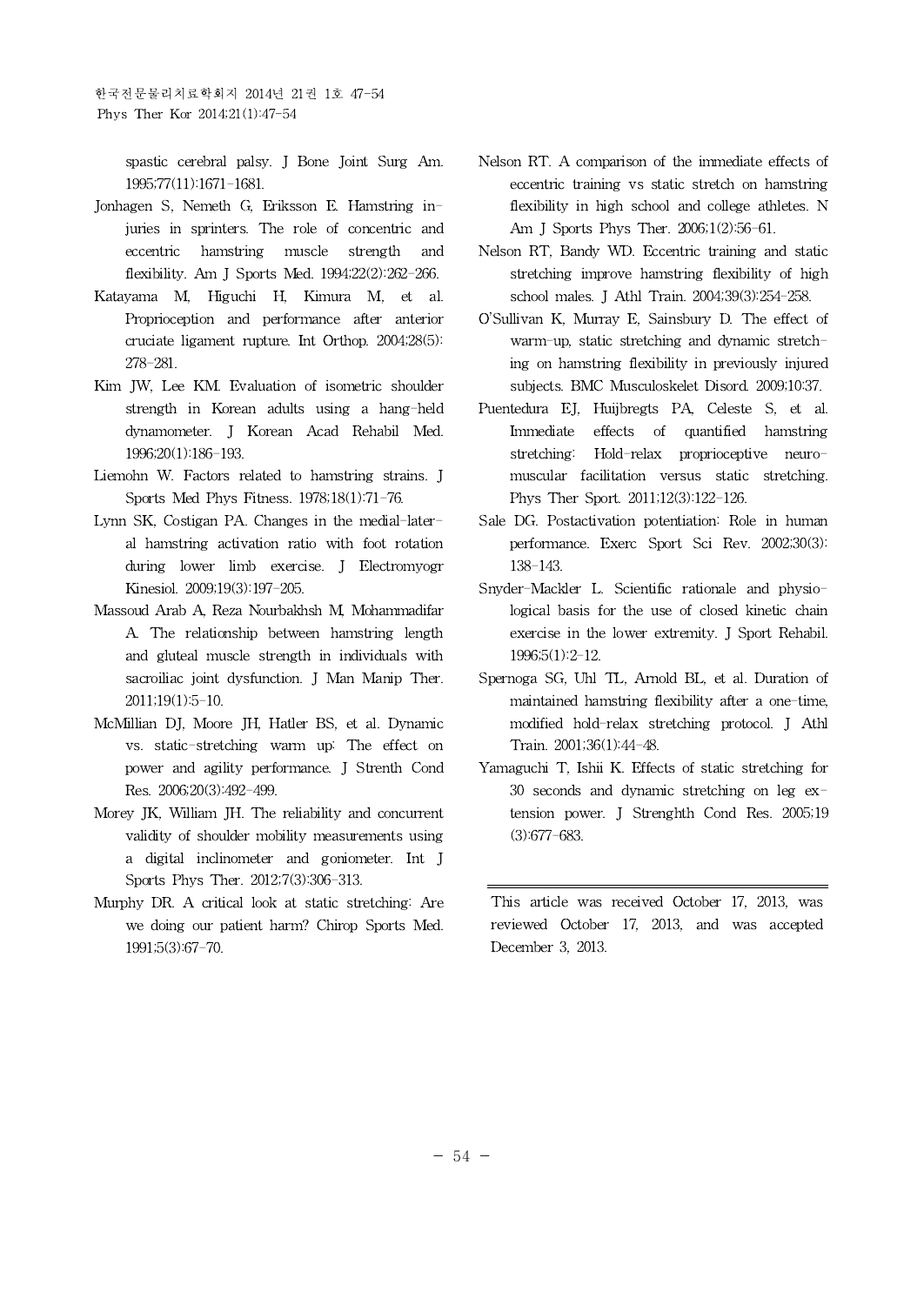spastic cerebral palsy. J Bone Joint Surg Am. 1995;77(11):1671-1681.

Jonhagen S, Nemeth G, Eriksson E. Hamstring injuries in sprinters. The role of concentric and eccentric hamstring muscle strength and flexibility. Am J Sports Med. 1994;22(2):262-266.

Katayama M, Higuchi H, Kimura M, et al. Proprioception and performance after anterior cruciate ligament rupture. Int Orthop. 2004;28(5):278-281.

Kim JW, Lee KM. Evaluation of isometric shoulder strength in Korean adults using a hang-held dynamometer. J Korean Acad Rehabil Med. 1996;20(1):186-193.

Liemohn W. Factors related to hamstring strains. J Sports Med Phys Fitness. 1978;18(1):71-76.

Lynn SK, Costigan PA. Changes in the medial-lateral hamstring activation ratio with foot rotation during lower limb exercise. J Electromyogr Kinesiol. 2009;19(3):197-205.

Massoud Arab A, Reza Nourbakhsh M, Mohammadifar A. The relationship between hamstring length and gluteal muscle strength in individuals with sacroiliac joint dysfunction. J Man Manip Ther. 2011;19(1):5-10.

McMillian DJ, Moore JH, Hatler BS, et al. Dynamic vs. static-stretching warm up: The effect on power and agility performance. J Strenth Cond Res. 2006;20(3):492-499.

Morey JK, William JH. The reliability and concurrent validity of shoulder mobility measurements using a digital inclinometer and goniometer. Int J Sports Phys Ther. 2012;7(3):306-313.

Murphy DR. A critical look at static stretching: Are we doing our patient harm? Chirop Sports Med. 1991;5(3):67-70.

Nelson RT. A comparison of the immediate effects of eccentric training vs static stretch on hamstring flexibility in high school and college athletes. N Am J Sports Phys Ther. 2006;1(2):56-61.

Nelson RT, Bandy WD. Eccentric training and static stretching improve hamstring flexibility of high school males. J Athl Train. 2004;39(3):254-258.

O'Sullivan K, Murray E, Sainsbury D. The effect of warm-up, static stretching and dynamic stretching on hamstring flexibility in previously injured subjects. BMC Musculoskelet Disord. 2009;10:37.

Puentedura EJ, Huijbregts PA, Celeste S, et al. Immediate effects of quantified hamstring stretching: Hold-relax proprioceptive neuromuscular facilitation versus static stretching. Phys Ther Sport. 2011;12(3):122-126.

Sale DG. Postactivation potentiation: Role in human performance. Exerc Sport Sci Rev. 2002;30(3):138-143.

Snyder-Mackler L. Scientific rationale and physiological basis for the use of closed kinetic chain exercise in the lower extremity. J Sport Rehabil. 1996;5(1):2-12.

Spernoga SG, Uhl TL, Arnold BL, et al. Duration of maintained hamstring flexibility after a one-time, modified hold-relax stretching protocol. J Athl Train. 2001;36(1):44-48.

Yamaguchi T, Ishii K. Effects of static stretching for 30 seconds and dynamic stretching on leg extension power. J Strenghth Cond Res. 2005;19(3):677-683.

---

This article was received October 17, 2013, was reviewed October 17, 2013, and was accepted December 3, 2013.